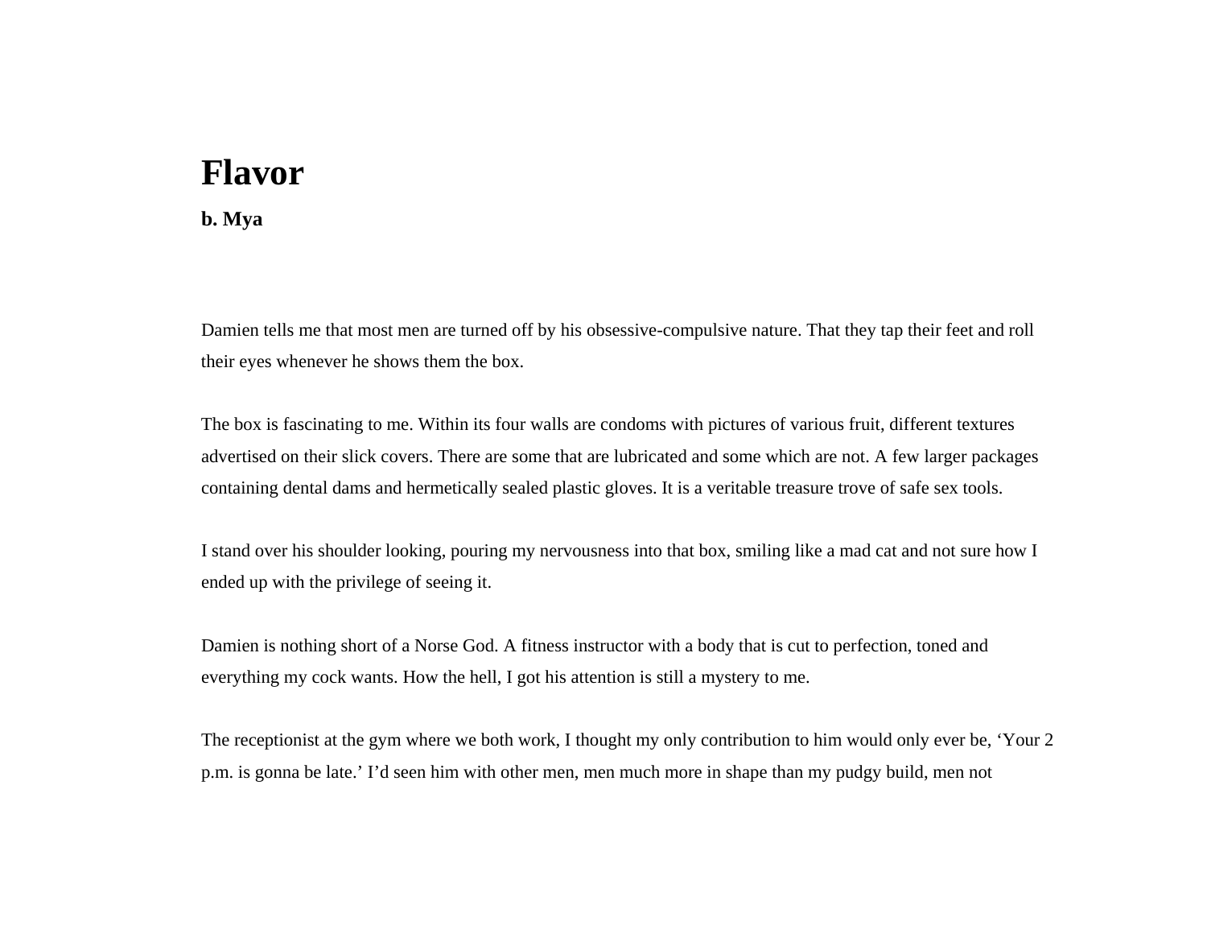# Flavor

**b. Mya**

Damien tells me that most men are turned off by his obsessive-compulsive nature. That they tap their feet and roll their eyes whenever he shows them the box.

The box is fascinating to me. Within its four walls are condoms with pictures of various fruit, different textures advertised on their slick covers. There are some that are lubricated and some which are not. A few larger packages containing dental dams and hermetically sealed plastic gloves. It is a veritable treasure trove of safe sex tools.

I stand over his shoulder looking, pouring my nervousness into that box, smiling like a mad cat and not sure how I ended up with the privilege of seeing it.

Damien is nothing short of a Norse God. A fitness instructor with a body that is cut to perfection, toned and everything my cock wants. How the hell, I got his attention is still a mystery to me.

The receptionist at the gym where we both work, I thought my only contribution to him would only ever be, 'Your 2 p.m. is gonna be late.' I'd seen him with other men, men much more in shape than my pudgy build, men not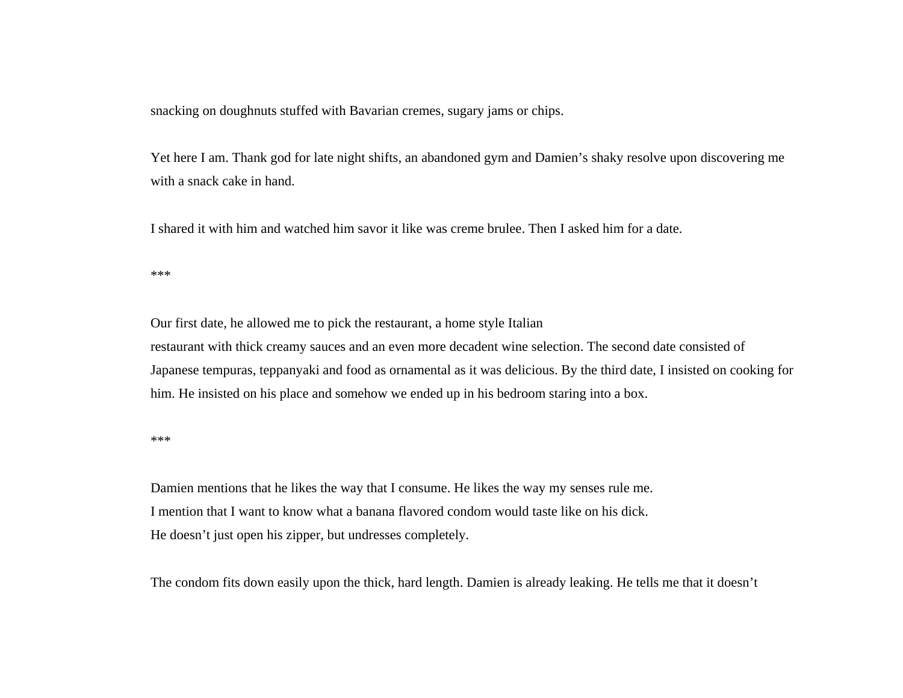snacking on doughnuts stuffed with Bavarian cremes, sugary jams or chips.

Yet here I am. Thank god for late night shifts, an abandoned gym and Damien's shaky resolve upon discovering me with a snack cake in hand.

I shared it with him and watched him savor it like was creme brulee. Then I asked him for a date.

***

Our first date, he allowed me to pick the restaurant, a home style Italian restaurant with thick creamy sauces and an even more decadent wine selection. The second date consisted of Japanese tempuras, teppanyaki and food as ornamental as it was delicious. By the third date, I insisted on cooking for him. He insisted on his place and somehow we ended up in his bedroom staring into a box.

***

Damien mentions that he likes the way that I consume. He likes the way my senses rule me.
I mention that I want to know what a banana flavored condom would taste like on his dick.
He doesn't just open his zipper, but undresses completely.

The condom fits down easily upon the thick, hard length. Damien is already leaking. He tells me that it doesn't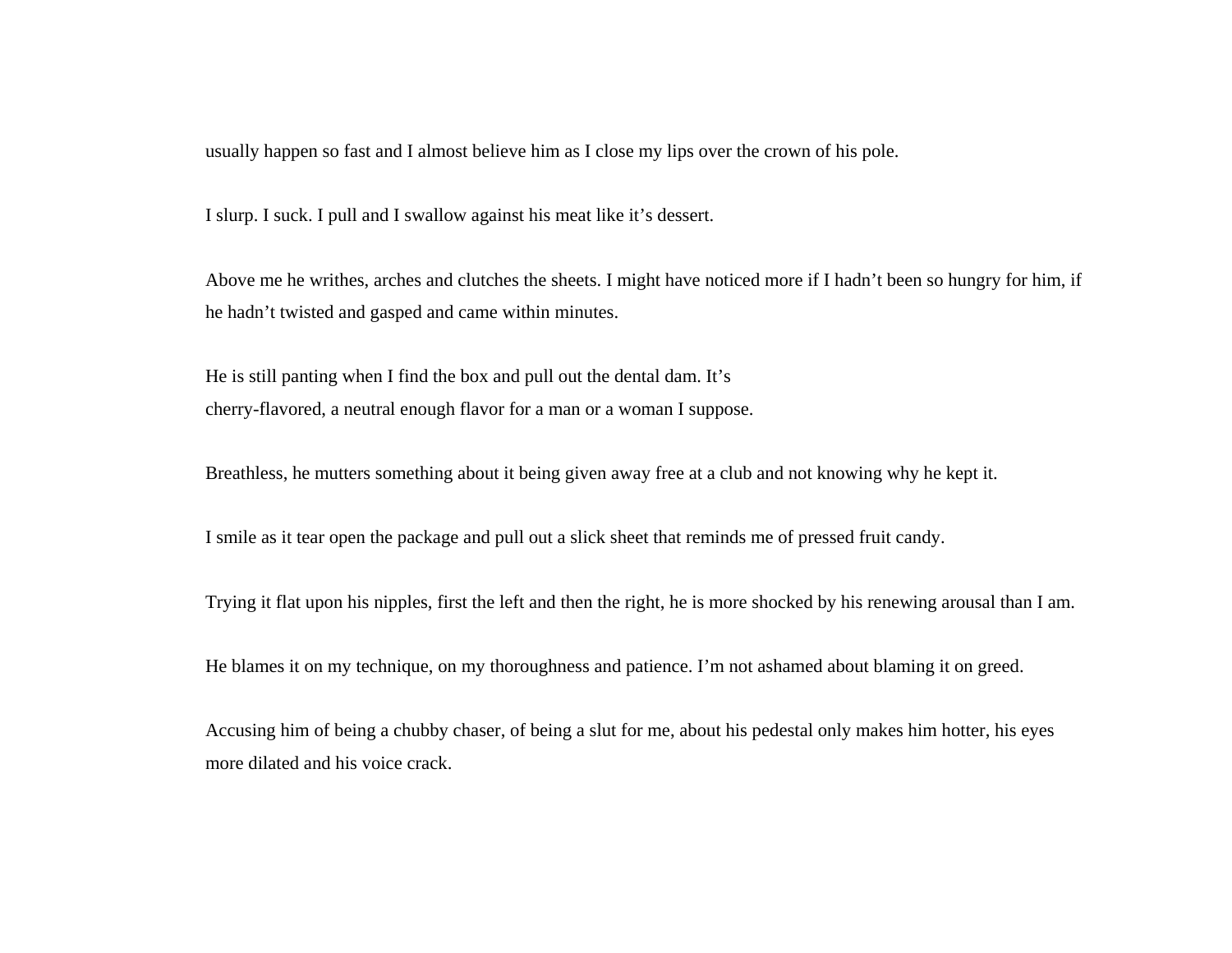usually happen so fast and I almost believe him as I close my lips over the crown of his pole.

I slurp. I suck. I pull and I swallow against his meat like it's dessert.

Above me he writhes, arches and clutches the sheets. I might have noticed more if I hadn't been so hungry for him, if he hadn't twisted and gasped and came within minutes.

He is still panting when I find the box and pull out the dental dam. It's cherry-flavored, a neutral enough flavor for a man or a woman I suppose.

Breathless, he mutters something about it being given away free at a club and not knowing why he kept it.

I smile as it tear open the package and pull out a slick sheet that reminds me of pressed fruit candy.

Trying it flat upon his nipples, first the left and then the right, he is more shocked by his renewing arousal than I am.

He blames it on my technique, on my thoroughness and patience. I'm not ashamed about blaming it on greed.

Accusing him of being a chubby chaser, of being a slut for me, about his pedestal only makes him hotter, his eyes more dilated and his voice crack.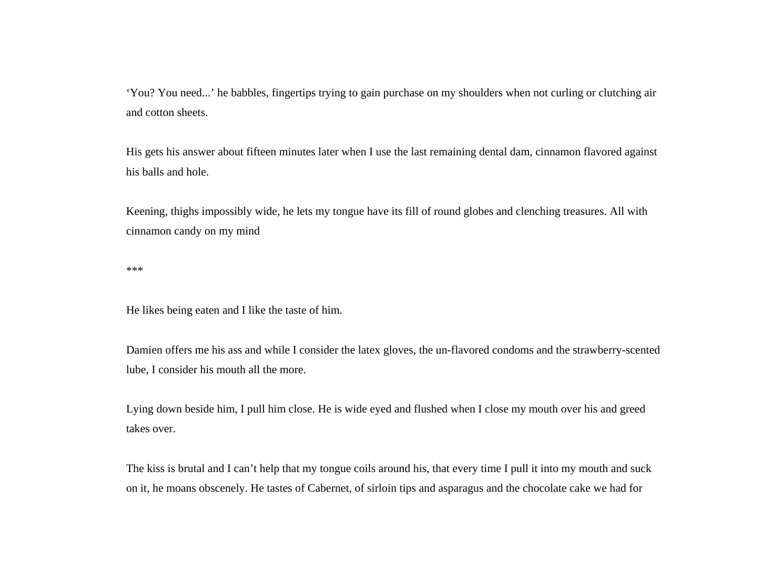'You? You need...' he babbles, fingertips trying to gain purchase on my shoulders when not curling or clutching air and cotton sheets.

His gets his answer about fifteen minutes later when I use the last remaining dental dam, cinnamon flavored against his balls and hole.

Keening, thighs impossibly wide, he lets my tongue have its fill of round globes and clenching treasures. All with cinnamon candy on my mind

***

He likes being eaten and I like the taste of him.

Damien offers me his ass and while I consider the latex gloves, the un-flavored condoms and the strawberry-scented lube, I consider his mouth all the more.

Lying down beside him, I pull him close. He is wide eyed and flushed when I close my mouth over his and greed takes over.

The kiss is brutal and I can't help that my tongue coils around his, that every time I pull it into my mouth and suck on it, he moans obscenely. He tastes of Cabernet, of sirloin tips and asparagus and the chocolate cake we had for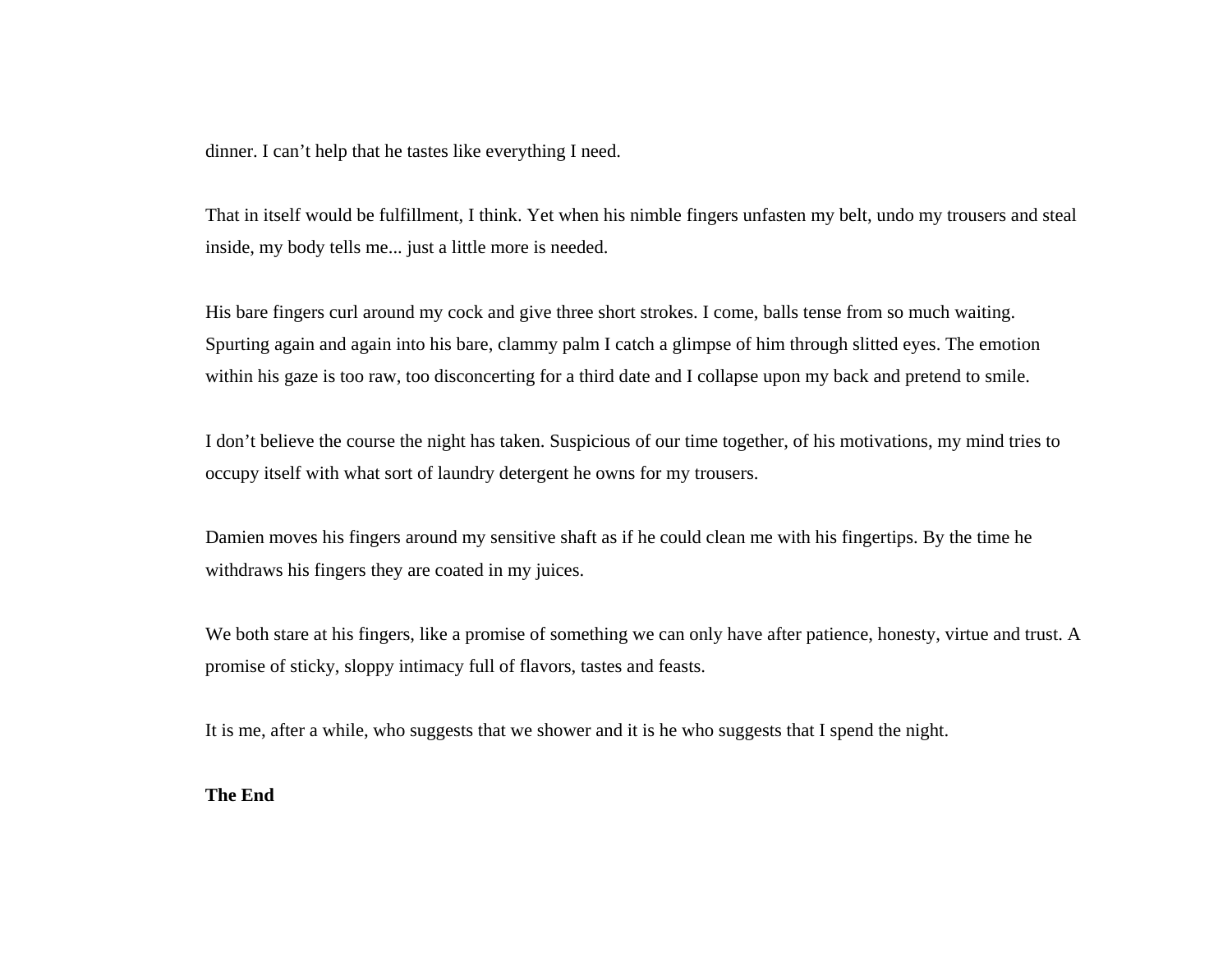dinner. I can't help that he tastes like everything I need.

That in itself would be fulfillment, I think. Yet when his nimble fingers unfasten my belt, undo my trousers and steal inside, my body tells me... just a little more is needed.

His bare fingers curl around my cock and give three short strokes. I come, balls tense from so much waiting. Spurting again and again into his bare, clammy palm I catch a glimpse of him through slitted eyes. The emotion within his gaze is too raw, too disconcerting for a third date and I collapse upon my back and pretend to smile.

I don't believe the course the night has taken. Suspicious of our time together, of his motivations, my mind tries to occupy itself with what sort of laundry detergent he owns for my trousers.

Damien moves his fingers around my sensitive shaft as if he could clean me with his fingertips. By the time he withdraws his fingers they are coated in my juices.

We both stare at his fingers, like a promise of something we can only have after patience, honesty, virtue and trust. A promise of sticky, sloppy intimacy full of flavors, tastes and feasts.

It is me, after a while, who suggests that we shower and it is he who suggests that I spend the night.

**The End**